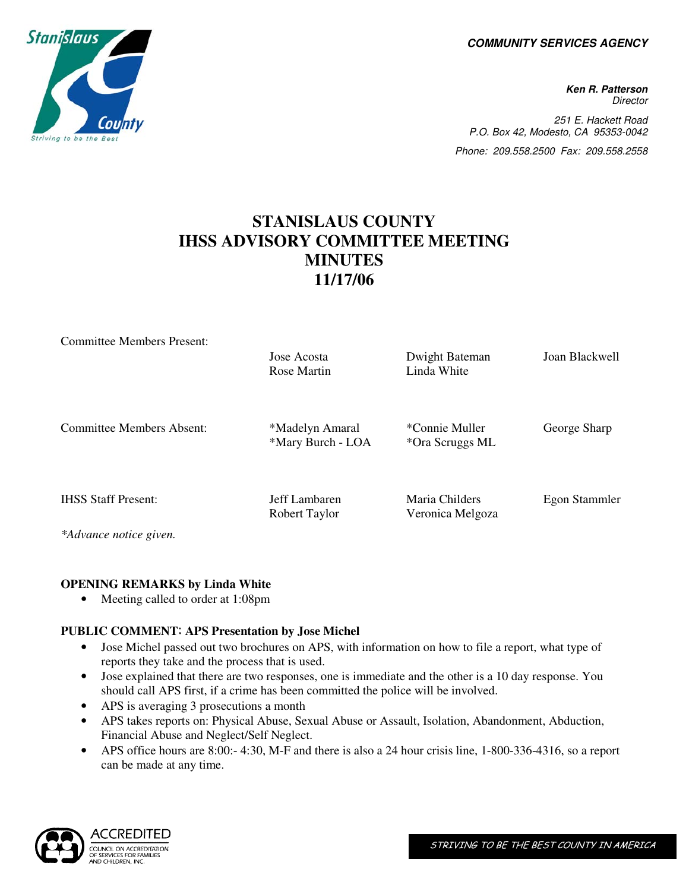**COMMUNITY SERVICES AGENCY**

**Ken R. Patterson**
Director

251 E. Hackett Road
P.O. Box 42, Modesto, CA 95353-0042
Phone: 209.558.2500 Fax: 209.558.2558

# STANISLAUS COUNTY
# IHSS ADVISORY COMMITTEE MEETING
# MINUTES
# 11/17/06

| | | | |
|---|---|---|---|
| Committee Members Present: | Jose Acosta<br>Rose Martin | Dwight Bateman<br>Linda White | Joan Blackwell |
| Committee Members Absent: | *Madelyn Amaral<br>*Mary Burch - LOA | *Connie Muller<br>*Ora Scruggs ML | George Sharp |
| IHSS Staff Present: | Jeff Lambaren<br>Robert Taylor | Maria Childers<br>Veronica Melgoza | Egon Stammler |

*Advance notice given.*

**OPENING REMARKS by Linda White**

- Meeting called to order at 1:08pm

**PUBLIC COMMENT: APS Presentation by Jose Michel**

- Jose Michel passed out two brochures on APS, with information on how to file a report, what type of reports they take and the process that is used.
- Jose explained that there are two responses, one is immediate and the other is a 10 day response. You should call APS first, if a crime has been committed the police will be involved.
- APS is averaging 3 prosecutions a month
- APS takes reports on: Physical Abuse, Sexual Abuse or Assault, Isolation, Abandonment, Abduction, Financial Abuse and Neglect/Self Neglect.
- APS office hours are 8:00:- 4:30, M-F and there is also a 24 hour crisis line, 1-800-336-4316, so a report can be made at any time.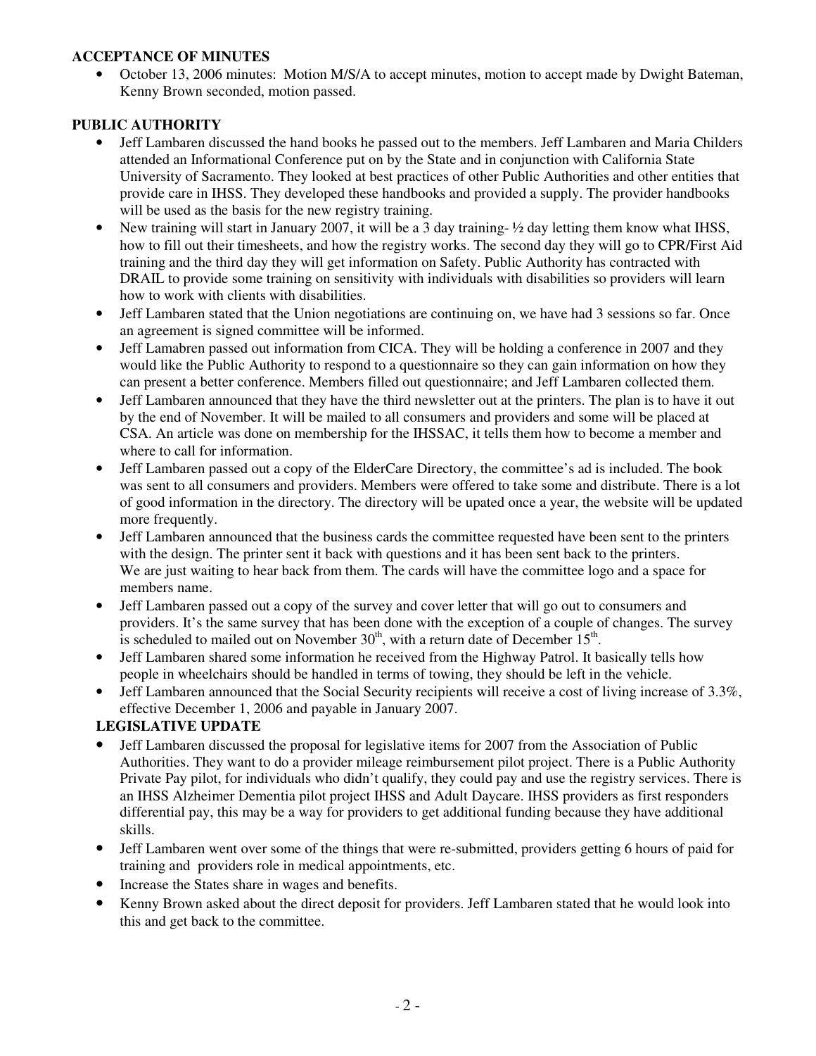**ACCEPTANCE OF MINUTES**

- October 13, 2006 minutes: Motion M/S/A to accept minutes, motion to accept made by Dwight Bateman, Kenny Brown seconded, motion passed.

**PUBLIC AUTHORITY**

- Jeff Lambaren discussed the hand books he passed out to the members. Jeff Lambaren and Maria Childers attended an Informational Conference put on by the State and in conjunction with California State University of Sacramento. They looked at best practices of other Public Authorities and other entities that provide care in IHSS. They developed these handbooks and provided a supply. The provider handbooks will be used as the basis for the new registry training.
- New training will start in January 2007, it will be a 3 day training- ½ day letting them know what IHSS, how to fill out their timesheets, and how the registry works. The second day they will go to CPR/First Aid training and the third day they will get information on Safety. Public Authority has contracted with DRAIL to provide some training on sensitivity with individuals with disabilities so providers will learn how to work with clients with disabilities.
- Jeff Lambaren stated that the Union negotiations are continuing on, we have had 3 sessions so far. Once an agreement is signed committee will be informed.
- Jeff Lamabren passed out information from CICA. They will be holding a conference in 2007 and they would like the Public Authority to respond to a questionnaire so they can gain information on how they can present a better conference. Members filled out questionnaire; and Jeff Lambaren collected them.
- Jeff Lambaren announced that they have the third newsletter out at the printers. The plan is to have it out by the end of November. It will be mailed to all consumers and providers and some will be placed at CSA. An article was done on membership for the IHSSAC, it tells them how to become a member and where to call for information.
- Jeff Lambaren passed out a copy of the ElderCare Directory, the committee's ad is included. The book was sent to all consumers and providers. Members were offered to take some and distribute. There is a lot of good information in the directory. The directory will be upated once a year, the website will be updated more frequently.
- Jeff Lambaren announced that the business cards the committee requested have been sent to the printers with the design. The printer sent it back with questions and it has been sent back to the printers. We are just waiting to hear back from them. The cards will have the committee logo and a space for members name.
- Jeff Lambaren passed out a copy of the survey and cover letter that will go out to consumers and providers. It's the same survey that has been done with the exception of a couple of changes. The survey is scheduled to mailed out on November 30th, with a return date of December 15th.
- Jeff Lambaren shared some information he received from the Highway Patrol. It basically tells how people in wheelchairs should be handled in terms of towing, they should be left in the vehicle.
- Jeff Lambaren announced that the Social Security recipients will receive a cost of living increase of 3.3%, effective December 1, 2006 and payable in January 2007.

**LEGISLATIVE UPDATE**

- Jeff Lambaren discussed the proposal for legislative items for 2007 from the Association of Public Authorities. They want to do a provider mileage reimbursement pilot project. There is a Public Authority Private Pay pilot, for individuals who didn't qualify, they could pay and use the registry services. There is an IHSS Alzheimer Dementia pilot project IHSS and Adult Daycare. IHSS providers as first responders differential pay, this may be a way for providers to get additional funding because they have additional skills.
- Jeff Lambaren went over some of the things that were re-submitted, providers getting 6 hours of paid for training and providers role in medical appointments, etc.
- Increase the States share in wages and benefits.
- Kenny Brown asked about the direct deposit for providers. Jeff Lambaren stated that he would look into this and get back to the committee.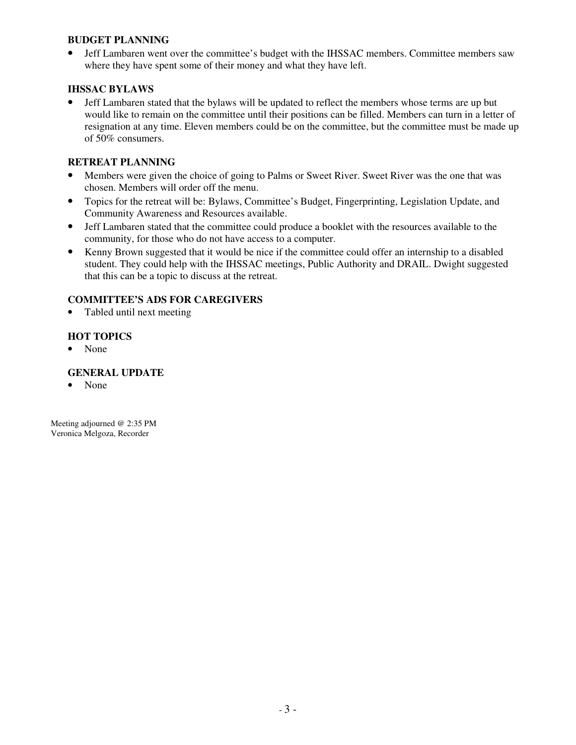**BUDGET PLANNING**

- Jeff Lambaren went over the committee's budget with the IHSSAC members. Committee members saw where they have spent some of their money and what they have left.

**IHSSAC BYLAWS**

- Jeff Lambaren stated that the bylaws will be updated to reflect the members whose terms are up but would like to remain on the committee until their positions can be filled. Members can turn in a letter of resignation at any time. Eleven members could be on the committee, but the committee must be made up of 50% consumers.

**RETREAT PLANNING**

- Members were given the choice of going to Palms or Sweet River. Sweet River was the one that was chosen. Members will order off the menu.
- Topics for the retreat will be: Bylaws, Committee's Budget, Fingerprinting, Legislation Update, and Community Awareness and Resources available.
- Jeff Lambaren stated that the committee could produce a booklet with the resources available to the community, for those who do not have access to a computer.
- Kenny Brown suggested that it would be nice if the committee could offer an internship to a disabled student. They could help with the IHSSAC meetings, Public Authority and DRAIL. Dwight suggested that this can be a topic to discuss at the retreat.

**COMMITTEE'S ADS FOR CAREGIVERS**

- Tabled until next meeting

**HOT TOPICS**

- None

**GENERAL UPDATE**

- None

Meeting adjourned @ 2:35 PM
Veronica Melgoza, Recorder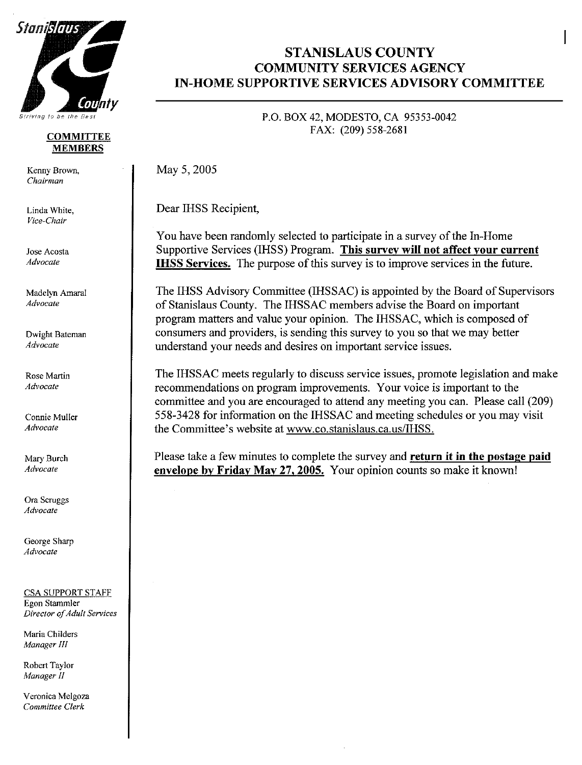# STANISLAUS COUNTY
## COMMUNITY SERVICES AGENCY
## IN-HOME SUPPORTIVE SERVICES ADVISORY COMMITTEE

P.O. BOX 42, MODESTO, CA 95353-0042
FAX: (209) 558-2681

Stanislaus County
*Striving to be the Best*

**COMMITTEE MEMBERS**

Kenny Brown,
*Chairman*

Linda White,
*Vice-Chair*

Jose Acosta
*Advocate*

Madelyn Amaral
*Advocate*

Dwight Bateman
*Advocate*

Rose Martin
*Advocate*

Connie Muller
*Advocate*

Mary Burch
*Advocate*

Ora Scruggs
*Advocate*

George Sharp
*Advocate*

CSA SUPPORT STAFF

Egon Stammler
*Director of Adult Services*

Maria Childers
*Manager III*

Robert Taylor
*Manager II*

Veronica Melgoza
*Committee Clerk*

May 5, 2005

Dear IHSS Recipient,

You have been randomly selected to participate in a survey of the In-Home Supportive Services (IHSS) Program. **This survey will not affect your current IHSS Services.** The purpose of this survey is to improve services in the future.

The IHSS Advisory Committee (IHSSAC) is appointed by the Board of Supervisors of Stanislaus County. The IHSSAC members advise the Board on important program matters and value your opinion. The IHSSAC, which is composed of consumers and providers, is sending this survey to you so that we may better understand your needs and desires on important service issues.

The IHSSAC meets regularly to discuss service issues, promote legislation and make recommendations on program improvements. Your voice is important to the committee and you are encouraged to attend any meeting you can. Please call (209) 558-3428 for information on the IHSSAC and meeting schedules or you may visit the Committee's website at www.co.stanislaus.ca.us/IHSS.

Please take a few minutes to complete the survey and **return it in the postage paid envelope by Friday May 27, 2005.** Your opinion counts so make it known!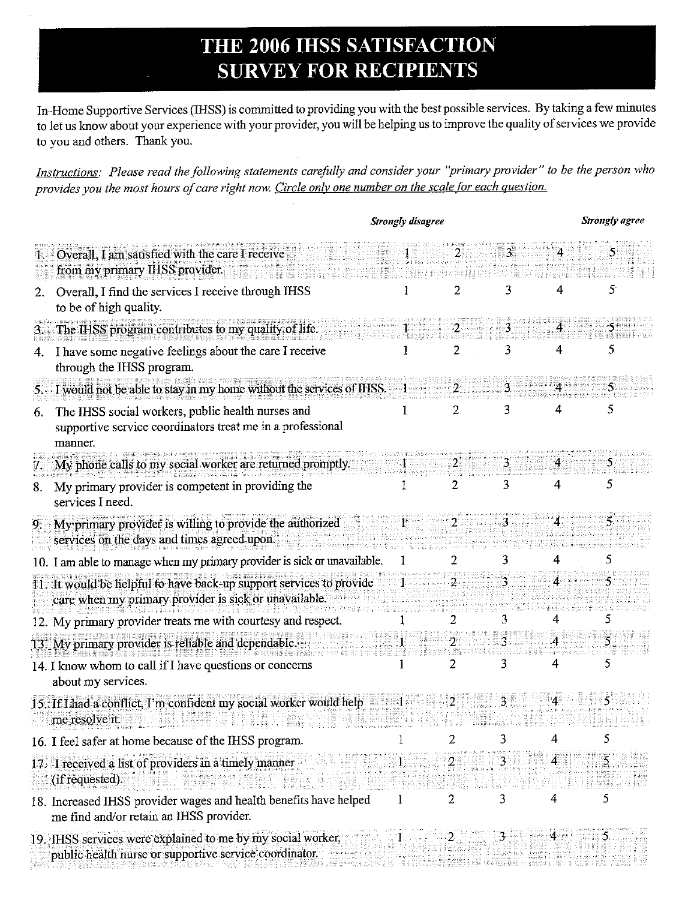# THE 2006 IHSS SATISFACTION SURVEY FOR RECIPIENTS

In-Home Supportive Services (IHSS) is committed to providing you with the best possible services. By taking a few minutes to let us know about your experience with your provider, you will be helping us to improve the quality of services we provide to you and others. Thank you.

<u>*Instructions*</u>*: Please read the following statements carefully and consider your "primary provider" to be the person who provides you the most hours of care right now.* <u>*Circle only one number on the scale for each question.*</u>

| | ***Strongly disagree*** | | | | ***Strongly agree*** |
|---|---|---|---|---|---|
| 1. Overall, I am satisfied with the care I receive from my primary IHSS provider. | 1 | 2 | 3 | 4 | 5 |
| 2. Overall, I find the services I receive through IHSS to be of high quality. | 1 | 2 | 3 | 4 | 5 |
| 3. The IHSS program contributes to my quality of life. | 1 | 2 | 3 | 4 | 5 |
| 4. I have some negative feelings about the care I receive through the IHSS program. | 1 | 2 | 3 | 4 | 5 |
| 5. I would not be able to stay in my home without the services of IHSS. | 1 | 2 | 3 | 4 | 5 |
| 6. The IHSS social workers, public health nurses and supportive service coordinators treat me in a professional manner. | 1 | 2 | 3 | 4 | 5 |
| 7. My phone calls to my social worker are returned promptly. | 1 | 2 | 3 | 4 | 5 |
| 8. My primary provider is competent in providing the services I need. | 1 | 2 | 3 | 4 | 5 |
| 9. My primary provider is willing to provide the authorized services on the days and times agreed upon. | 1 | 2 | 3 | 4 | 5 |
| 10. I am able to manage when my primary provider is sick or unavailable. | 1 | 2 | 3 | 4 | 5 |
| 11. It would be helpful to have back-up support services to provide care when my primary provider is sick or unavailable. | 1 | 2 | 3 | 4 | 5 |
| 12. My primary provider treats me with courtesy and respect. | 1 | 2 | 3 | 4 | 5 |
| 13. My primary provider is reliable and dependable. | 1 | 2 | 3 | 4 | 5 |
| 14. I know whom to call if I have questions or concerns about my services. | 1 | 2 | 3 | 4 | 5 |
| 15. If I had a conflict, I'm confident my social worker would help me resolve it. | 1 | 2 | 3 | 4 | 5 |
| 16. I feel safer at home because of the IHSS program. | 1 | 2 | 3 | 4 | 5 |
| 17. I received a list of providers in a timely manner (if requested). | 1 | 2 | 3 | 4 | 5 |
| 18. Increased IHSS provider wages and health benefits have helped me find and/or retain an IHSS provider. | 1 | 2 | 3 | 4 | 5 |
| 19. IHSS services were explained to me by my social worker, public health nurse or supportive service coordinator. | 1 | 2 | 3 | 4 | 5 |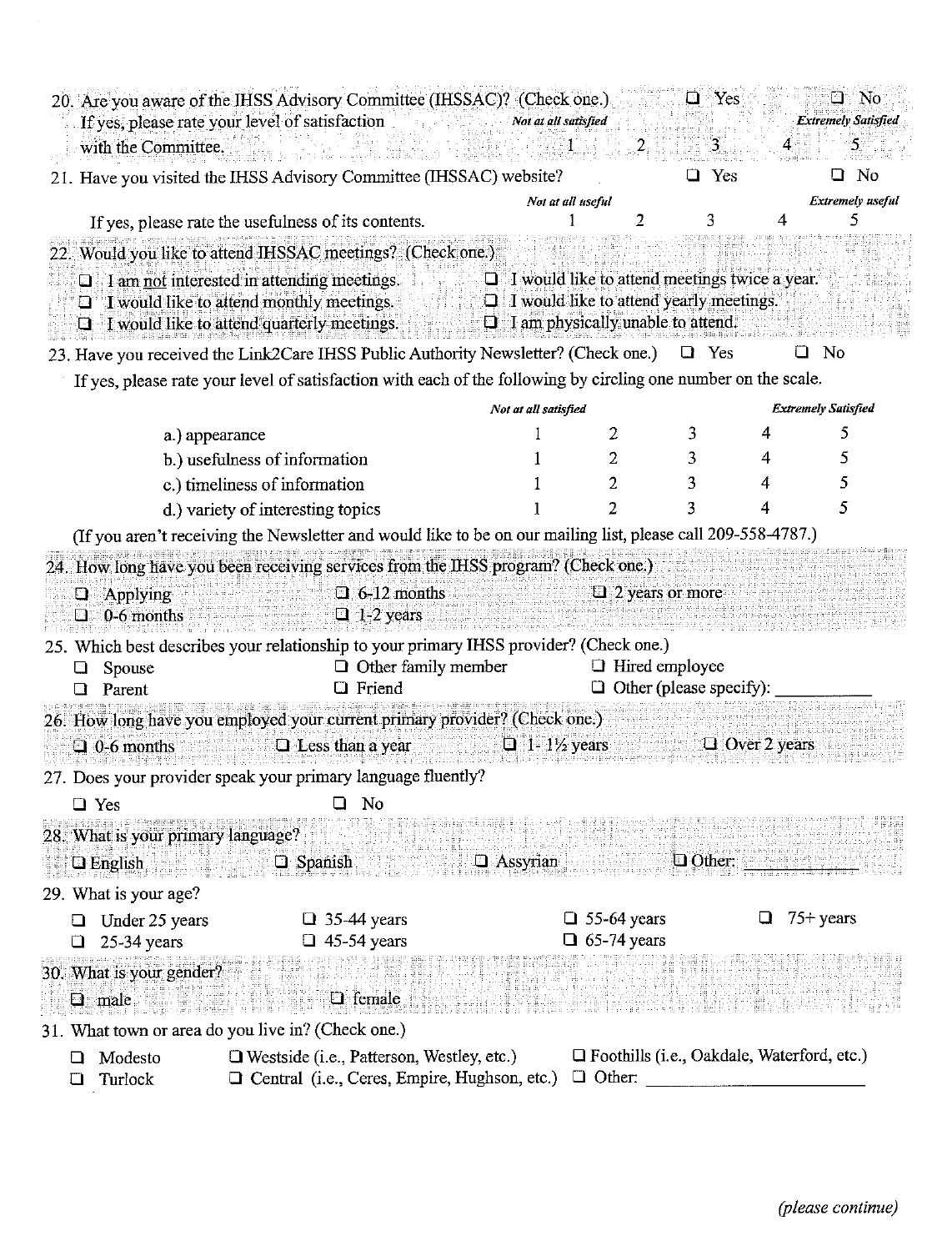20. Are you aware of the IHSS Advisory Committee (IHSSAC)? (Check one.) ☐ Yes ☐ No

If yes, please rate your level of satisfaction with the Committee.

| *Not at all satisfied* | | | | *Extremely Satisfied* |
|---|---|---|---|---|
| 1 | 2 | 3 | 4 | 5 |

21. Have you visited the IHSS Advisory Committee (IHSSAC) website? ☐ Yes ☐ No

If yes, please rate the usefulness of its contents.

| *Not at all useful* | | | | *Extremely useful* |
|---|---|---|---|---|
| 1 | 2 | 3 | 4 | 5 |

22. Would you like to attend IHSSAC meetings? (Check one.)

- ☐ I am not interested in attending meetings.
- ☐ I would like to attend monthly meetings.
- ☐ I would like to attend quarterly meetings.
- ☐ I would like to attend meetings twice a year.
- ☐ I would like to attend yearly meetings.
- ☐ I am physically unable to attend.

23. Have you received the Link2Care IHSS Public Authority Newsletter? (Check one.) ☐ Yes ☐ No

If yes, please rate your level of satisfaction with each of the following by circling one number on the scale.

| | *Not at all satisfied* | | | | *Extremely Satisfied* |
|---|---|---|---|---|---|
| a.) appearance | 1 | 2 | 3 | 4 | 5 |
| b.) usefulness of information | 1 | 2 | 3 | 4 | 5 |
| c.) timeliness of information | 1 | 2 | 3 | 4 | 5 |
| d.) variety of interesting topics | 1 | 2 | 3 | 4 | 5 |

(If you aren't receiving the Newsletter and would like to be on our mailing list, please call 209-558-4787.)

24. How long have you been receiving services from the IHSS program? (Check one.)

- ☐ Applying
- ☐ 0-6 months
- ☐ 6-12 months
- ☐ 1-2 years
- ☐ 2 years or more

25. Which best describes your relationship to your primary IHSS provider? (Check one.)

- ☐ Spouse
- ☐ Parent
- ☐ Other family member
- ☐ Friend
- ☐ Hired employee
- ☐ Other (please specify): ___________

26. How long have you employed your current primary provider? (Check one.)

- ☐ 0-6 months
- ☐ Less than a year
- ☐ 1- 1½ years
- ☐ Over 2 years

27. Does your provider speak your primary language fluently?

- ☐ Yes
- ☐ No

28. What is your primary language?

- ☐ English
- ☐ Spanish
- ☐ Assyrian
- ☐ Other: ___________

29. What is your age?

- ☐ Under 25 years
- ☐ 25-34 years
- ☐ 35-44 years
- ☐ 45-54 years
- ☐ 55-64 years
- ☐ 65-74 years
- ☐ 75+ years

30. What is your gender?

- ☐ male
- ☐ female

31. What town or area do you live in? (Check one.)

- ☐ Modesto
- ☐ Turlock
- ☐ Westside (i.e., Patterson, Westley, etc.)
- ☐ Central (i.e., Ceres, Empire, Hughson, etc.)
- ☐ Foothills (i.e., Oakdale, Waterford, etc.)
- ☐ Other: ___________________

*(please continue)*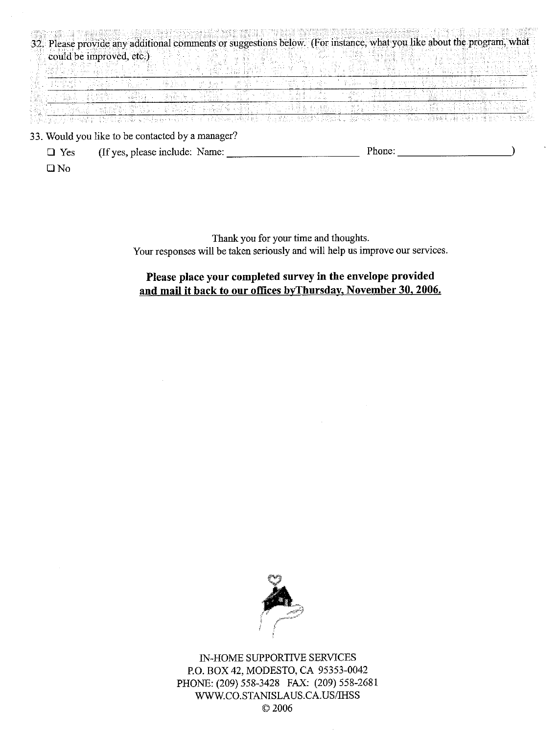32. Please provide any additional comments or suggestions below. (For instance, what you like about the program, what could be improved, etc.)

\_\_\_\_\_\_\_\_\_\_\_\_\_\_\_\_\_\_\_\_\_\_\_\_\_\_\_\_\_\_\_\_\_\_\_\_\_\_\_\_\_\_\_\_\_\_\_\_\_\_\_\_\_\_\_\_\_\_\_\_\_\_\_\_\_\_\_\_\_\_\_\_\_\_\_\_\_\_

\_\_\_\_\_\_\_\_\_\_\_\_\_\_\_\_\_\_\_\_\_\_\_\_\_\_\_\_\_\_\_\_\_\_\_\_\_\_\_\_\_\_\_\_\_\_\_\_\_\_\_\_\_\_\_\_\_\_\_\_\_\_\_\_\_\_\_\_\_\_\_\_\_\_\_\_\_\_

\_\_\_\_\_\_\_\_\_\_\_\_\_\_\_\_\_\_\_\_\_\_\_\_\_\_\_\_\_\_\_\_\_\_\_\_\_\_\_\_\_\_\_\_\_\_\_\_\_\_\_\_\_\_\_\_\_\_\_\_\_\_\_\_\_\_\_\_\_\_\_\_\_\_\_\_\_\_

\_\_\_\_\_\_\_\_\_\_\_\_\_\_\_\_\_\_\_\_\_\_\_\_\_\_\_\_\_\_\_\_\_\_\_\_\_\_\_\_\_\_\_\_\_\_\_\_\_\_\_\_\_\_\_\_\_\_\_\_\_\_\_\_\_\_\_\_\_\_\_\_\_\_\_\_\_\_

33. Would you like to be contacted by a manager?

- ☐ Yes (If yes, please include: Name: \_\_\_\_\_\_\_\_\_\_\_\_\_\_\_\_\_\_\_\_\_\_\_\_ Phone: \_\_\_\_\_\_\_\_\_\_\_\_\_\_\_\_\_\_\_\_)
- ☐ No

Thank you for your time and thoughts.
Your responses will be taken seriously and will help us improve our services.

**Please place your completed survey in the envelope provided**
**<u>and mail it back to our offices byThursday, November 30, 2006.</u>**

IN-HOME SUPPORTIVE SERVICES
P.O. BOX 42, MODESTO, CA 95353-0042
PHONE: (209) 558-3428 FAX: (209) 558-2681
WWW.CO.STANISLAUS.CA.US/IHSS
© 2006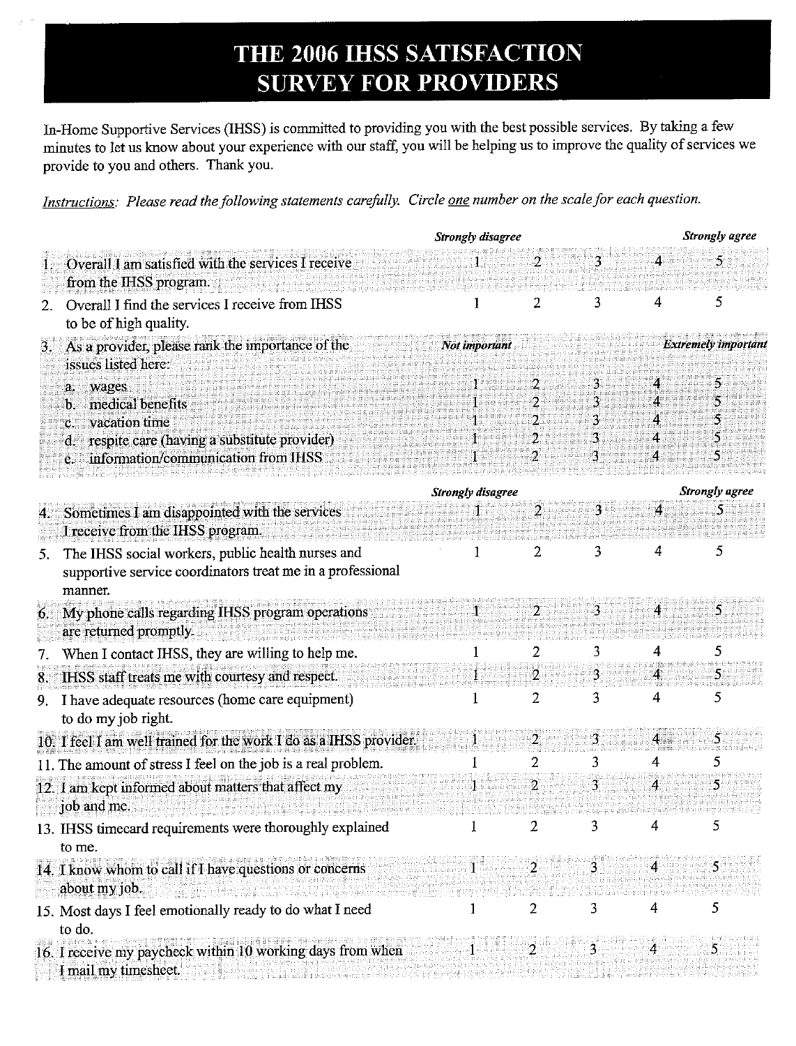# THE 2006 IHSS SATISFACTION SURVEY FOR PROVIDERS

In-Home Supportive Services (IHSS) is committed to providing you with the best possible services. By taking a few minutes to let us know about your experience with our staff, you will be helping us to improve the quality of services we provide to you and others. Thank you.

*Instructions: Please read the following statements carefully. Circle one number on the scale for each question.*

| | ***Strongly disagree*** | | | | ***Strongly agree*** |
|---|---|---|---|---|---|
| 1. Overall I am satisfied with the services I receive from the IHSS program. | 1 | 2 | 3 | 4 | 5 |
| 2. Overall I find the services I receive from IHSS to be of high quality. | 1 | 2 | 3 | 4 | 5 |
| 3. As a provider, please rank the importance of the issues listed here: | ***Not important*** | | | | ***Extremely important*** |
| a. wages | 1 | 2 | 3 | 4 | 5 |
| b. medical benefits | 1 | 2 | 3 | 4 | 5 |
| c. vacation time | 1 | 2 | 3 | 4 | 5 |
| d. respite care (having a substitute provider) | 1 | 2 | 3 | 4 | 5 |
| e. information/communication from IHSS | 1 | 2 | 3 | 4 | 5 |

| | ***Strongly disagree*** | | | | ***Strongly agree*** |
|---|---|---|---|---|---|
| 4. Sometimes I am disappointed with the services I receive from the IHSS program. | 1 | 2 | 3 | 4 | 5 |
| 5. The IHSS social workers, public health nurses and supportive service coordinators treat me in a professional manner. | 1 | 2 | 3 | 4 | 5 |
| 6. My phone calls regarding IHSS program operations are returned promptly. | 1 | 2 | 3 | 4 | 5 |
| 7. When I contact IHSS, they are willing to help me. | 1 | 2 | 3 | 4 | 5 |
| 8. IHSS staff treats me with courtesy and respect. | 1 | 2 | 3 | 4 | 5 |
| 9. I have adequate resources (home care equipment) to do my job right. | 1 | 2 | 3 | 4 | 5 |
| 10. I feel I am well trained for the work I do as a IHSS provider. | 1 | 2 | 3 | 4 | 5 |
| 11. The amount of stress I feel on the job is a real problem. | 1 | 2 | 3 | 4 | 5 |
| 12. I am kept informed about matters that affect my job and me. | 1 | 2 | 3 | 4 | 5 |
| 13. IHSS timecard requirements were thoroughly explained to me. | 1 | 2 | 3 | 4 | 5 |
| 14. I know whom to call if I have questions or concerns about my job. | 1 | 2 | 3 | 4 | 5 |
| 15. Most days I feel emotionally ready to do what I need to do. | 1 | 2 | 3 | 4 | 5 |
| 16. I receive my paycheck within 10 working days from when I mail my timesheet. | 1 | 2 | 3 | 4 | 5 |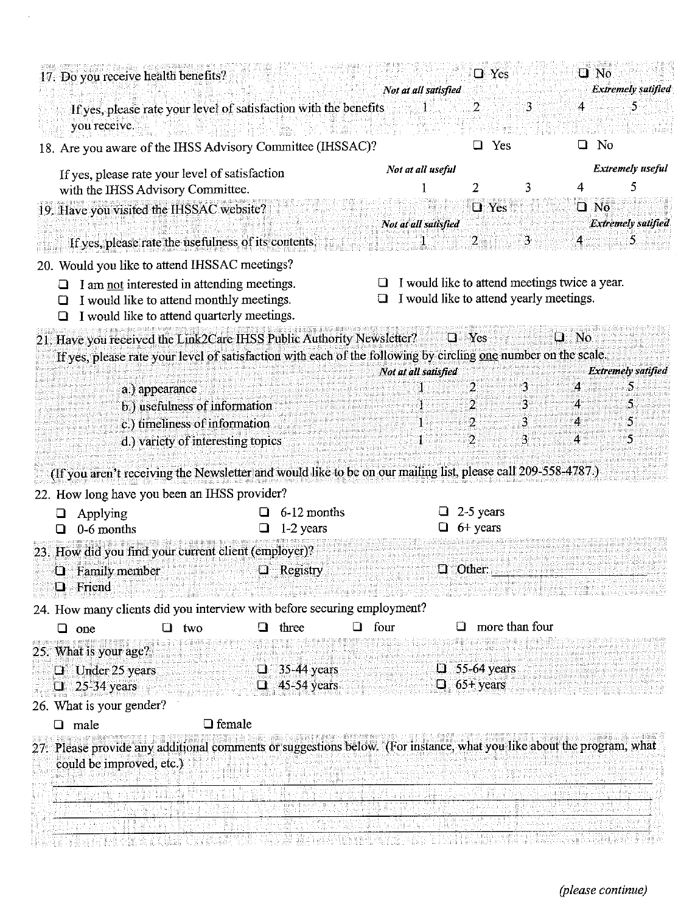17. Do you receive health benefits? ❑ Yes ❑ No

    If yes, please rate your level of satisfaction with the benefits you receive.

| | *Not at all satisfied* | | | | *Extremely satified* |
|---|---|---|---|---|---|
| | 1 | 2 | 3 | 4 | 5 |

18. Are you aware of the IHSS Advisory Committee (IHSSAC)? ❑ Yes ❑ No

    If yes, please rate your level of satisfaction with the IHSS Advisory Committee.

| | *Not at all useful* | | | | *Extremely useful* |
|---|---|---|---|---|---|
| | 1 | 2 | 3 | 4 | 5 |

19. Have you visited the IHSSAC website? ❑ Yes ❑ No

    If yes, please rate the usefulness of its contents.

| | *Not at all satisfied* | | | | *Extremely satified* |
|---|---|---|---|---|---|
| | 1 | 2 | 3 | 4 | 5 |

20. Would you like to attend IHSSAC meetings?

    ❑ I am not interested in attending meetings.
    ❑ I would like to attend monthly meetings.
    ❑ I would like to attend quarterly meetings.
    ❑ I would like to attend meetings twice a year.
    ❑ I would like to attend yearly meetings.

21. Have you received the Link2Care IHSS Public Authority Newsletter? ❑ Yes ❑ No

    If yes, please rate your level of satisfaction with each of the following by circling one number on the scale.

| | *Not at all satisfied* | | | | *Extremely satified* |
|---|---|---|---|---|---|
| a.) appearance | 1 | 2 | 3 | 4 | 5 |
| b.) usefulness of information | 1 | 2 | 3 | 4 | 5 |
| c.) timeliness of information | 1 | 2 | 3 | 4 | 5 |
| d.) variety of interesting topics | 1 | 2 | 3 | 4 | 5 |

(If you aren't receiving the Newsletter and would like to be on our mailing list, please call 209-558-4787.)

22. How long have you been an IHSS provider?

    ❑ Applying
    ❑ 0-6 months
    ❑ 6-12 months
    ❑ 1-2 years
    ❑ 2-5 years
    ❑ 6+ years

23. How did you find your current client (employer)?

    ❑ Family member
    ❑ Friend
    ❑ Registry
    ❑ Other: ____________________

24. How many clients did you interview with before securing employment?

    ❑ one ❑ two ❑ three ❑ four ❑ more than four

25. What is your age?

    ❑ Under 25 years
    ❑ 25-34 years
    ❑ 35-44 years
    ❑ 45-54 years
    ❑ 55-64 years
    ❑ 65+ years

26. What is your gender?

    ❑ male ❑ female

27. Please provide any additional comments or suggestions below. (For instance, what you like about the program, what could be improved, etc.)

    ______________________________________________________________________

    ______________________________________________________________________

    ______________________________________________________________________

    ______________________________________________________________________

*(please continue)*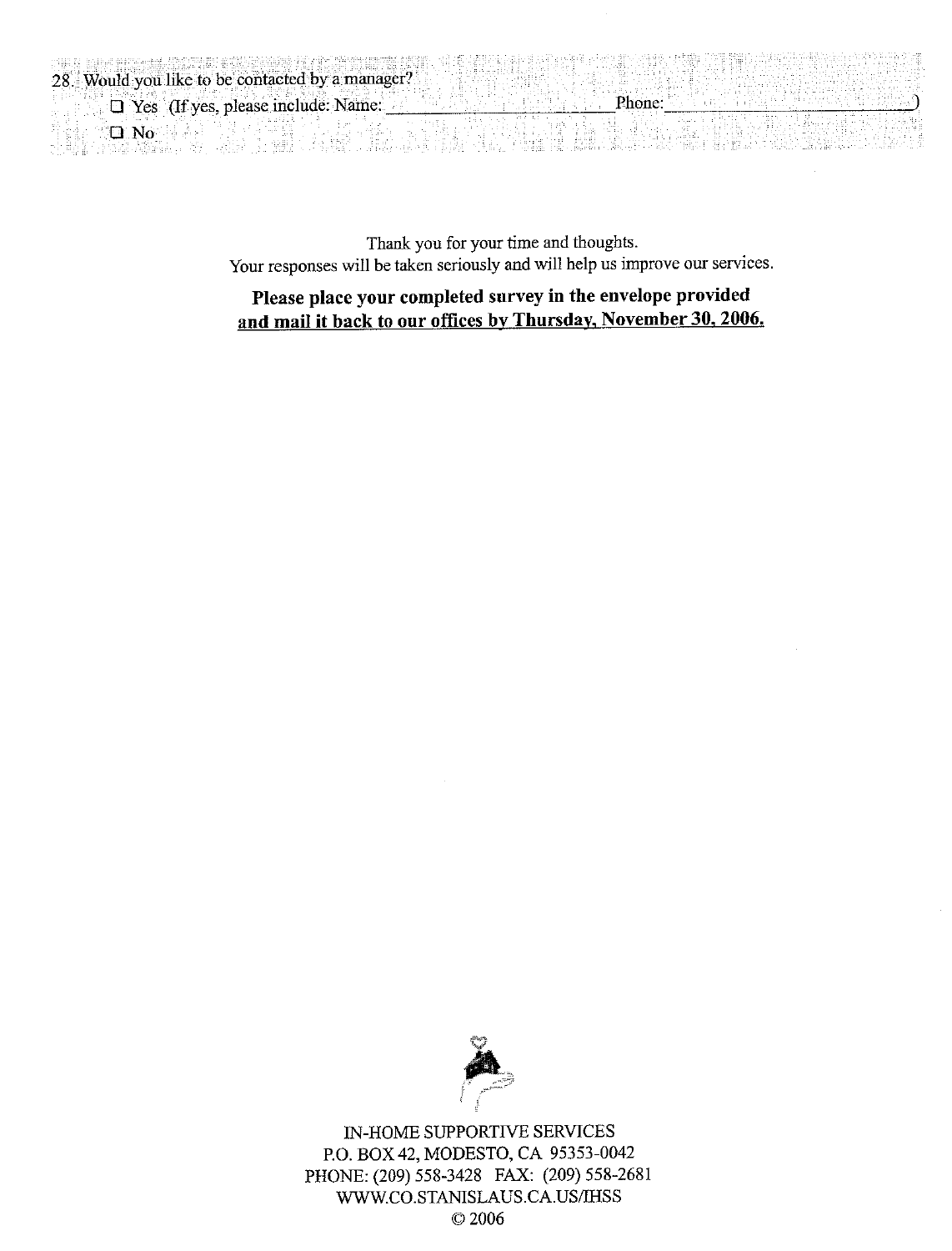28. Would you like to be contacted by a manager?

❑ Yes (If yes, please include: Name: ______________________ Phone: ______________________)

❑ No

Thank you for your time and thoughts.
Your responses will be taken seriously and will help us improve our services.

**Please place your completed survey in the envelope provided**
**<u>and mail it back to our offices by Thursday, November 30, 2006.</u>**

IN-HOME SUPPORTIVE SERVICES
P.O. BOX 42, MODESTO, CA 95353-0042
PHONE: (209) 558-3428 FAX: (209) 558-2681
WWW.CO.STANISLAUS.CA.US/IHSS
© 2006